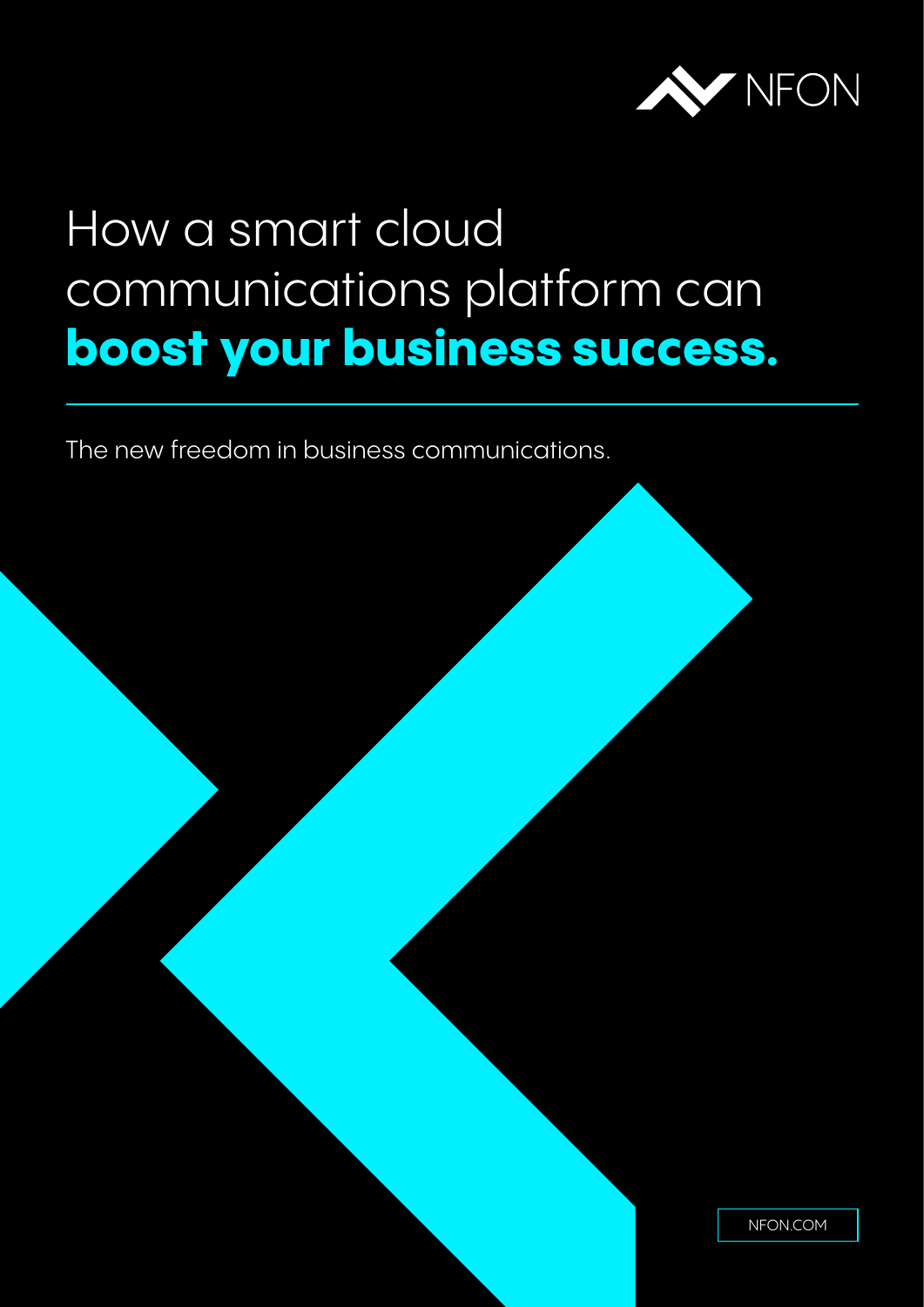NFON

# How a smart cloud communications platform can **boost your business success.**

The new freedom in business communications.

NFON.COM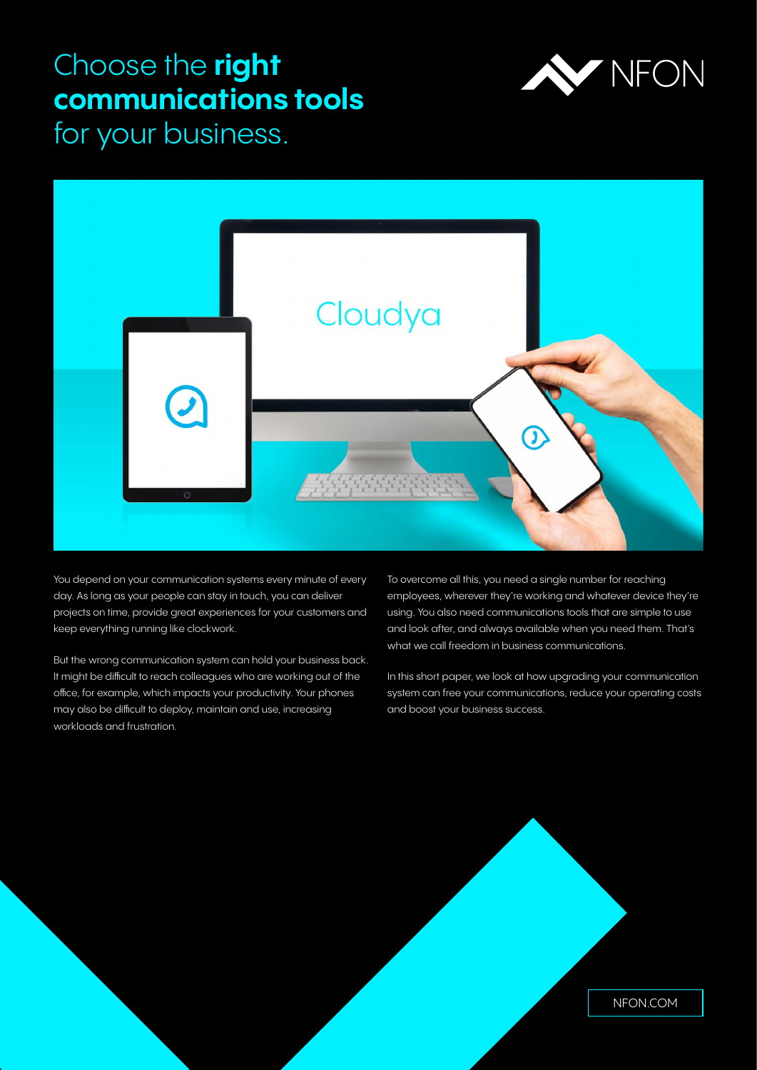# Choose the **right communications tools** for your business.

You depend on your communication systems every minute of every day. As long as your people can stay in touch, you can deliver projects on time, provide great experiences for your customers and keep everything running like clockwork.

But the wrong communication system can hold your business back. It might be difficult to reach colleagues who are working out of the office, for example, which impacts your productivity. Your phones may also be difficult to deploy, maintain and use, increasing workloads and frustration.

To overcome all this, you need a single number for reaching employees, wherever they're working and whatever device they're using. You also need communications tools that are simple to use and look after, and always available when you need them. That's what we call freedom in business communications.

In this short paper, we look at how upgrading your communication system can free your communications, reduce your operating costs and boost your business success.

NFON.COM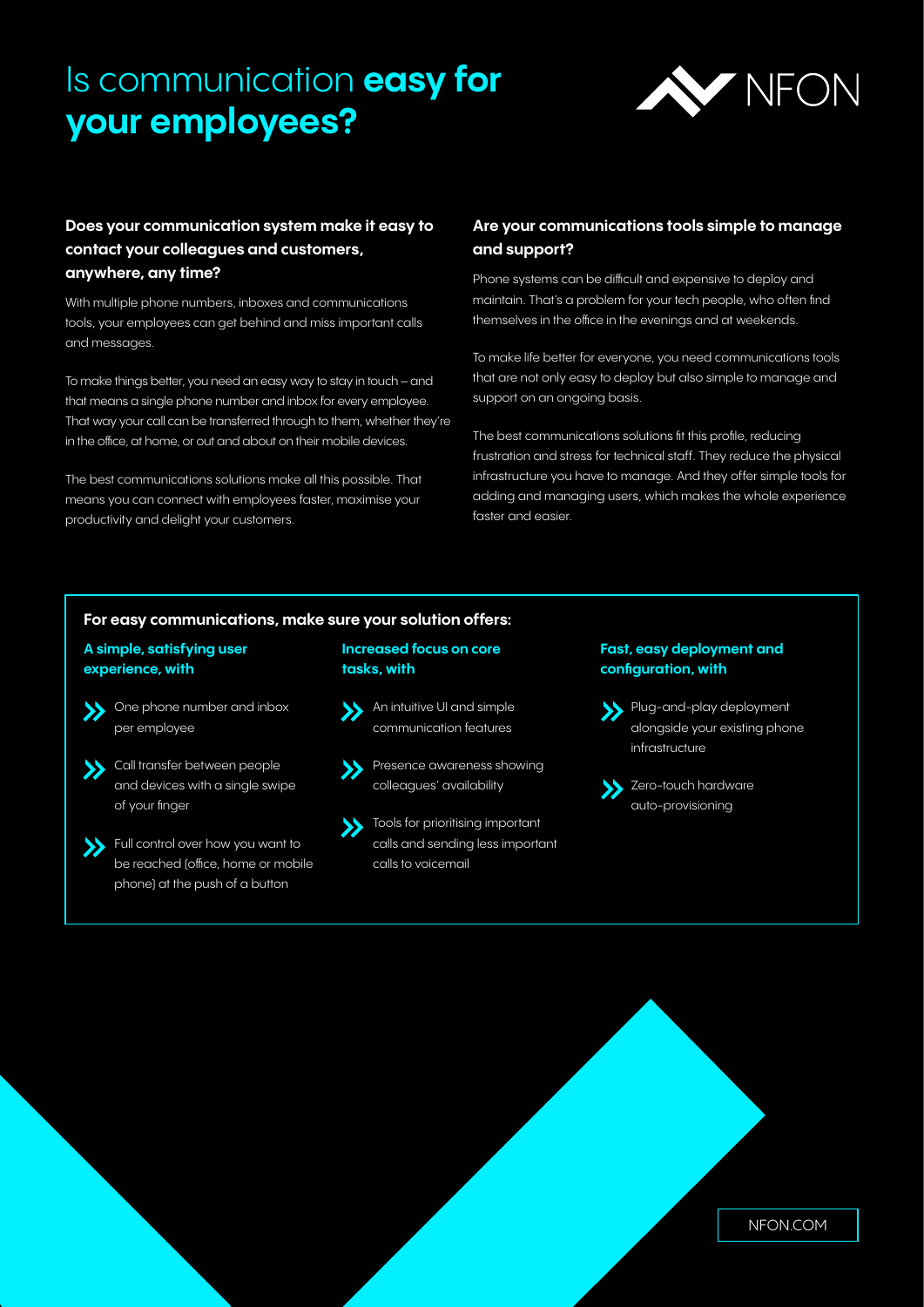# Is communication **easy for your employees?**

NFON

### Does your communication system make it easy to contact your colleagues and customers, anywhere, any time?

With multiple phone numbers, inboxes and communications tools, your employees can get behind and miss important calls and messages.

To make things better, you need an easy way to stay in touch – and that means a single phone number and inbox for every employee. That way your call can be transferred through to them, whether they're in the office, at home, or out and about on their mobile devices.

The best communications solutions make all this possible. That means you can connect with employees faster, maximise your productivity and delight your customers.

### Are your communications tools simple to manage and support?

Phone systems can be difficult and expensive to deploy and maintain. That's a problem for your tech people, who often find themselves in the office in the evenings and at weekends.

To make life better for everyone, you need communications tools that are not only easy to deploy but also simple to manage and support on an ongoing basis.

The best communications solutions fit this profile, reducing frustration and stress for technical staff. They reduce the physical infrastructure you have to manage. And they offer simple tools for adding and managing users, which makes the whole experience faster and easier.

### For easy communications, make sure your solution offers:

**A simple, satisfying user experience, with**

- One phone number and inbox per employee
- Call transfer between people and devices with a single swipe of your finger
- Full control over how you want to be reached (office, home or mobile phone) at the push of a button

**Increased focus on core tasks, with**

- An intuitive UI and simple communication features
- Presence awareness showing colleagues' availability
- Tools for prioritising important calls and sending less important calls to voicemail

**Fast, easy deployment and configuration, with**

- Plug-and-play deployment alongside your existing phone infrastructure
- Zero-touch hardware auto-provisioning

NFON.COM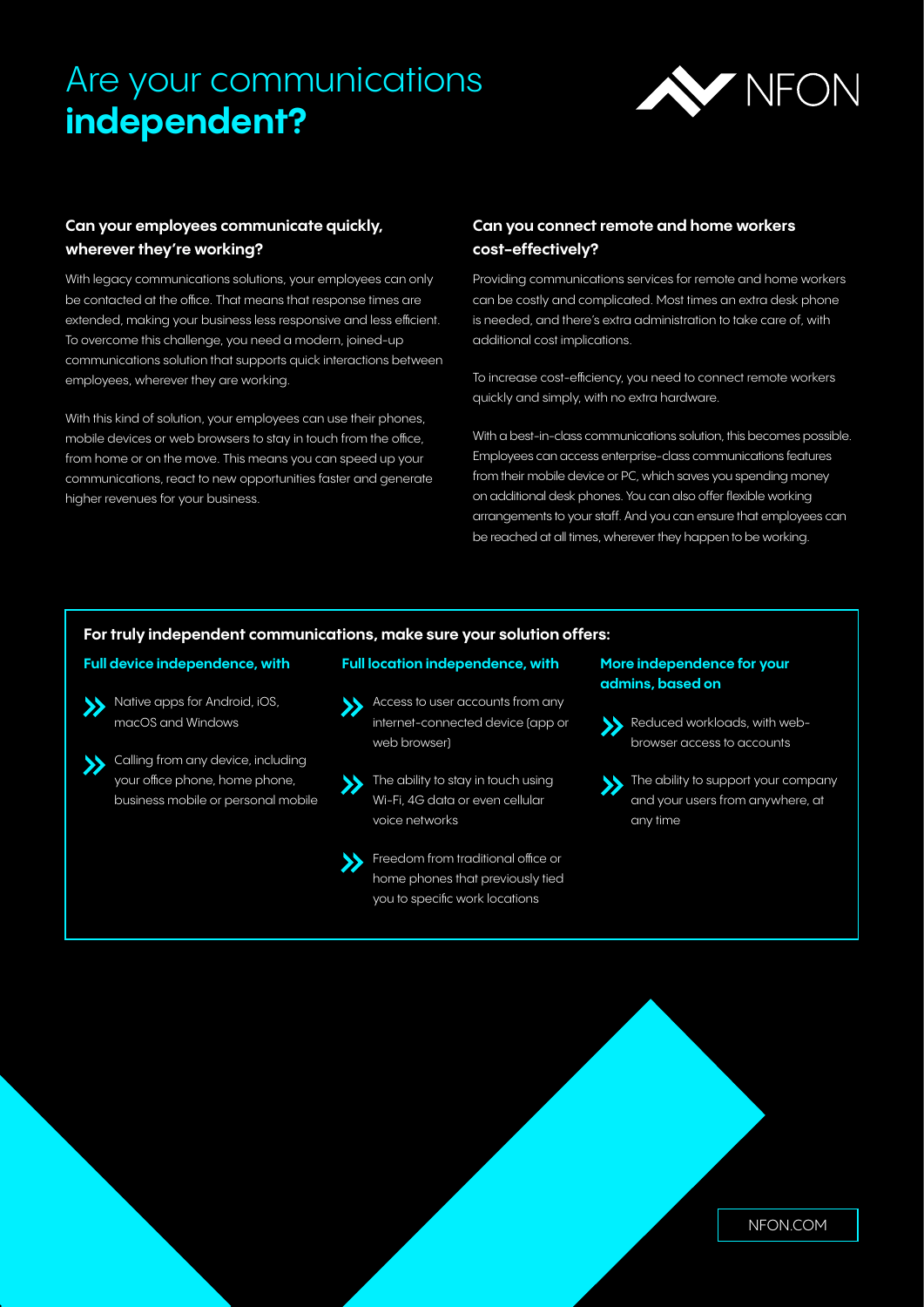# Are your communications **independent?**

NFON

### Can your employees communicate quickly, wherever they're working?

With legacy communications solutions, your employees can only be contacted at the office. That means that response times are extended, making your business less responsive and less efficient. To overcome this challenge, you need a modern, joined-up communications solution that supports quick interactions between employees, wherever they are working.

With this kind of solution, your employees can use their phones, mobile devices or web browsers to stay in touch from the office, from home or on the move. This means you can speed up your communications, react to new opportunities faster and generate higher revenues for your business.

### Can you connect remote and home workers cost-effectively?

Providing communications services for remote and home workers can be costly and complicated. Most times an extra desk phone is needed, and there's extra administration to take care of, with additional cost implications.

To increase cost-efficiency, you need to connect remote workers quickly and simply, with no extra hardware.

With a best-in-class communications solution, this becomes possible. Employees can access enterprise-class communications features from their mobile device or PC, which saves you spending money on additional desk phones. You can also offer flexible working arrangements to your staff. And you can ensure that employees can be reached at all times, wherever they happen to be working.

### For truly independent communications, make sure your solution offers:

**Full device independence, with**

- Native apps for Android, iOS, macOS and Windows
- Calling from any device, including your office phone, home phone, business mobile or personal mobile

**Full location independence, with**

- Access to user accounts from any internet-connected device (app or web browser)
- The ability to stay in touch using Wi-Fi, 4G data or even cellular voice networks
- Freedom from traditional office or home phones that previously tied you to specific work locations

**More independence for your admins, based on**

- Reduced workloads, with web-browser access to accounts
- The ability to support your company and your users from anywhere, at any time

NFON.COM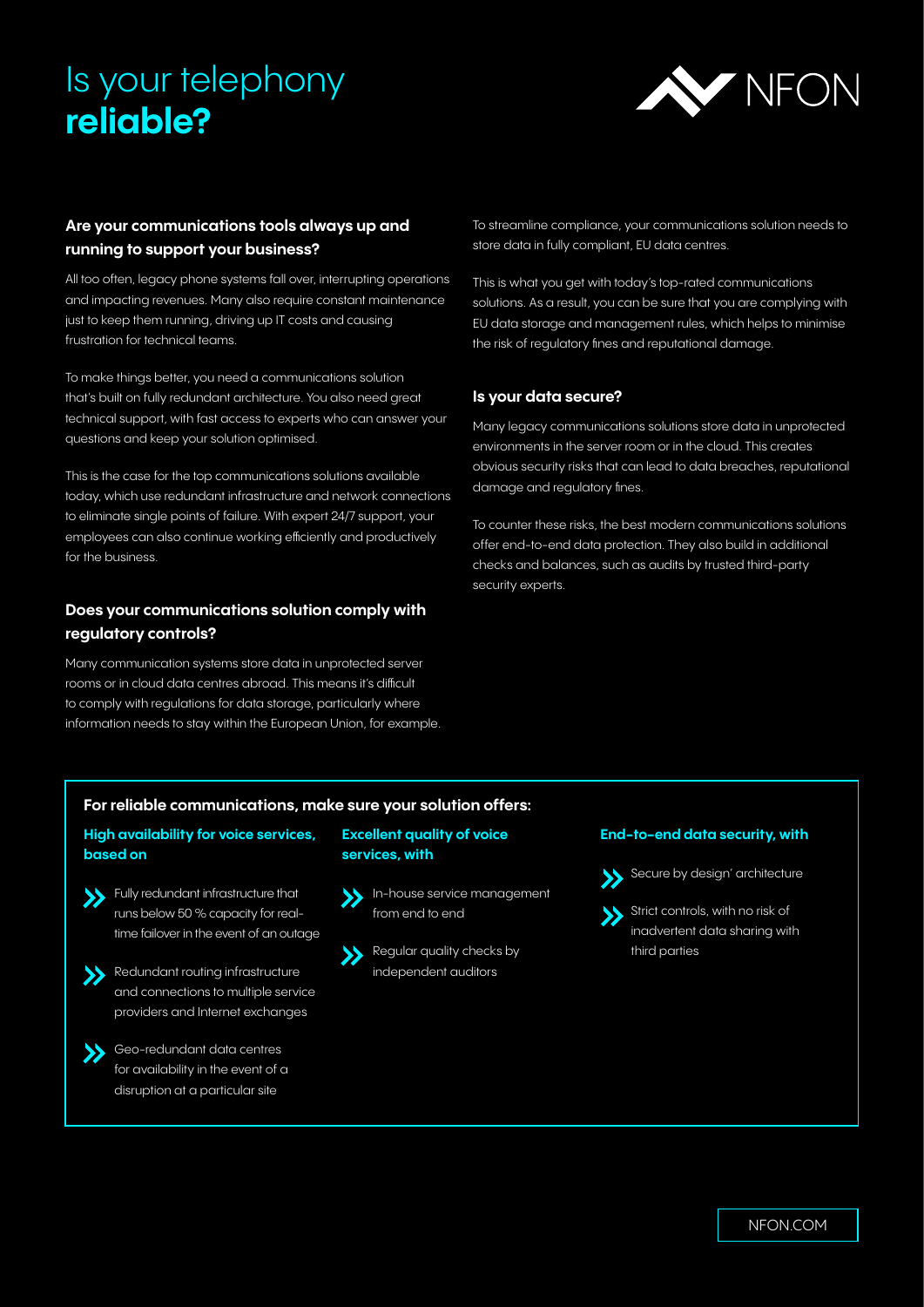# Is your telephony **reliable?**

NFON

### Are your communications tools always up and running to support your business?

All too often, legacy phone systems fall over, interrupting operations and impacting revenues. Many also require constant maintenance just to keep them running, driving up IT costs and causing frustration for technical teams.

To make things better, you need a communications solution that's built on fully redundant architecture. You also need great technical support, with fast access to experts who can answer your questions and keep your solution optimised.

This is the case for the top communications solutions available today, which use redundant infrastructure and network connections to eliminate single points of failure. With expert 24/7 support, your employees can also continue working efficiently and productively for the business.

### Does your communications solution comply with regulatory controls?

Many communication systems store data in unprotected server rooms or in cloud data centres abroad. This means it's difficult to comply with regulations for data storage, particularly where information needs to stay within the European Union, for example.

To streamline compliance, your communications solution needs to store data in fully compliant, EU data centres.

This is what you get with today's top-rated communications solutions. As a result, you can be sure that you are complying with EU data storage and management rules, which helps to minimise the risk of regulatory fines and reputational damage.

### Is your data secure?

Many legacy communications solutions store data in unprotected environments in the server room or in the cloud. This creates obvious security risks that can lead to data breaches, reputational damage and regulatory fines.

To counter these risks, the best modern communications solutions offer end-to-end data protection. They also build in additional checks and balances, such as audits by trusted third-party security experts.

### For reliable communications, make sure your solution offers:

**High availability for voice services, based on**

- Fully redundant infrastructure that runs below 50 % capacity for real-time failover in the event of an outage
- Redundant routing infrastructure and connections to multiple service providers and Internet exchanges
- Geo-redundant data centres for availability in the event of a disruption at a particular site

**Excellent quality of voice services, with**

- In-house service management from end to end
- Regular quality checks by independent auditors

**End-to-end data security, with**

- Secure by design' architecture
- Strict controls, with no risk of inadvertent data sharing with third parties

NFON.COM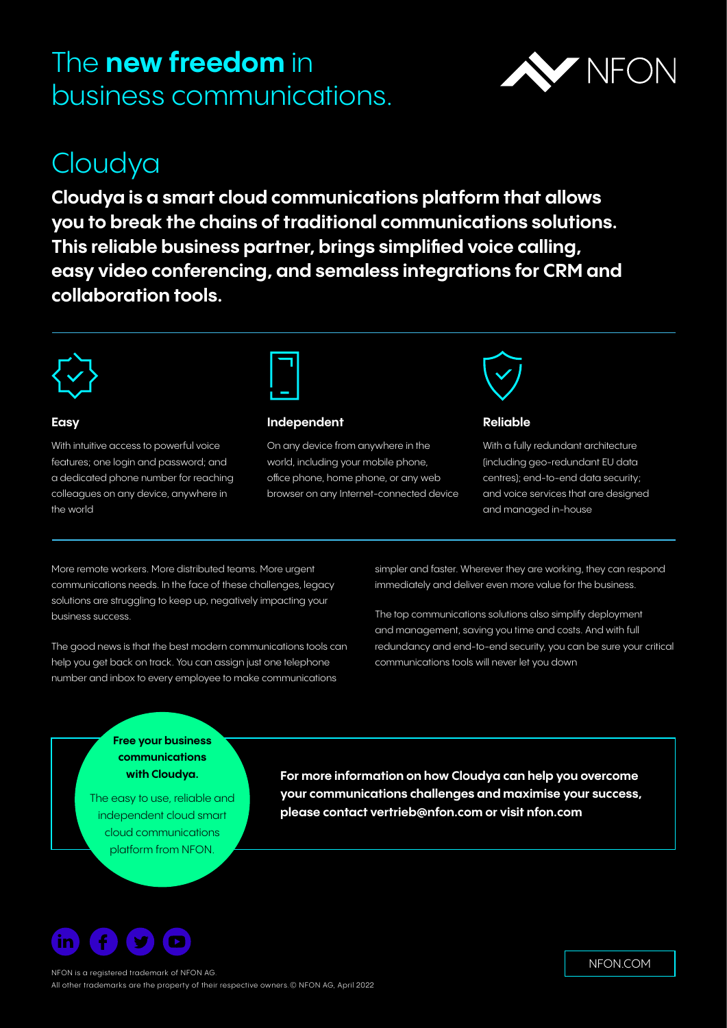# The **new freedom** in business communications.

NFON

## Cloudya

**Cloudya is a smart cloud communications platform that allows you to break the chains of traditional communications solutions. This reliable business partner, brings simplified voice calling, easy video conferencing, and semaless integrations for CRM and collaboration tools.**

### Easy

With intuitive access to powerful voice features; one login and password; and a dedicated phone number for reaching colleagues on any device, anywhere in the world

### Independent

On any device from anywhere in the world, including your mobile phone, office phone, home phone, or any web browser on any Internet-connected device

### Reliable

With a fully redundant architecture (including geo-redundant EU data centres); end-to-end data security; and voice services that are designed and managed in-house

More remote workers. More distributed teams. More urgent communications needs. In the face of these challenges, legacy solutions are struggling to keep up, negatively impacting your business success.

The good news is that the best modern communications tools can help you get back on track. You can assign just one telephone number and inbox to every employee to make communications simpler and faster. Wherever they are working, they can respond immediately and deliver even more value for the business.

The top communications solutions also simplify deployment and management, saving you time and costs. And with full redundancy and end-to-end security, you can be sure your critical communications tools will never let you down

**Free your business communications with Cloudya.**

The easy to use, reliable and independent cloud smart cloud communications platform from NFON.

**For more information on how Cloudya can help you overcome your communications challenges and maximise your success, please contact vertrieb@nfon.com or visit nfon.com**

NFON is a registered trademark of NFON AG.
All other trademarks are the property of their respective owners. © NFON AG, April 2022

NFON.COM